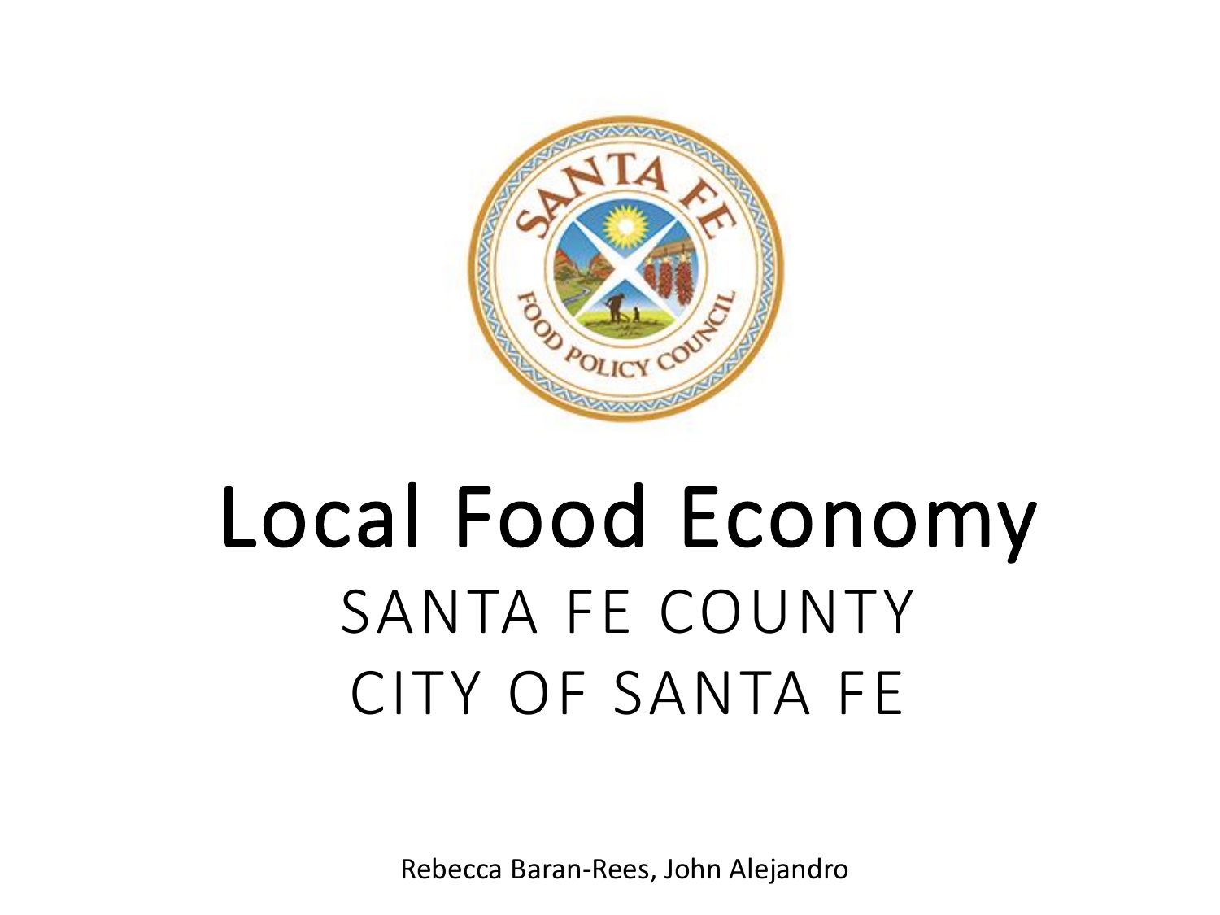# Local Food Economy

## SANTA FE COUNTY

## CITY OF SANTA FE

Rebecca Baran-Rees, John Alejandro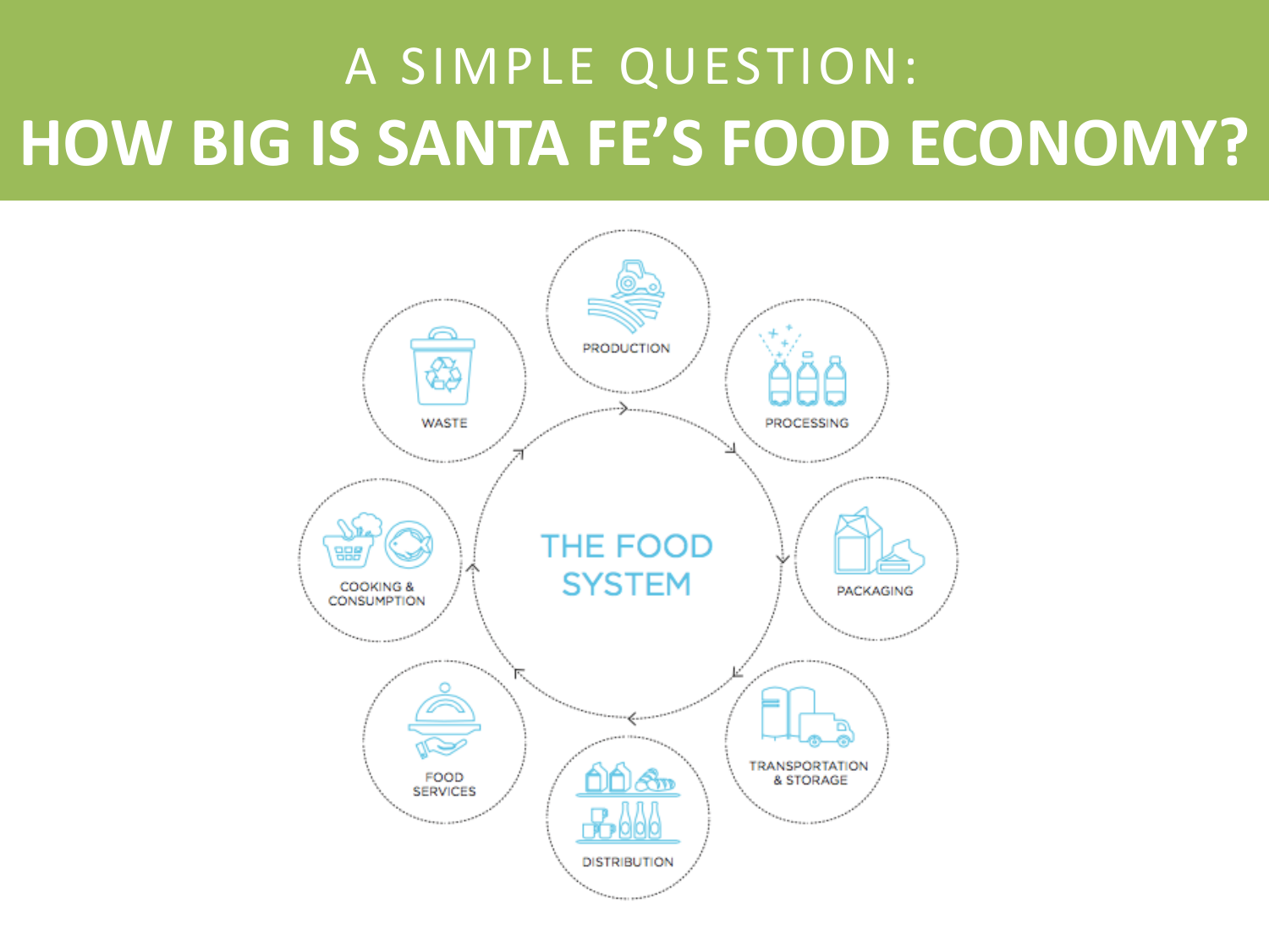# A SIMPLE QUESTION:

# HOW BIG IS SANTA FE'S FOOD ECONOMY?

THE FOOD SYSTEM

- PRODUCTION
- PROCESSING
- PACKAGING
- TRANSPORTATION & STORAGE
- DISTRIBUTION
- FOOD SERVICES
- COOKING & CONSUMPTION
- WASTE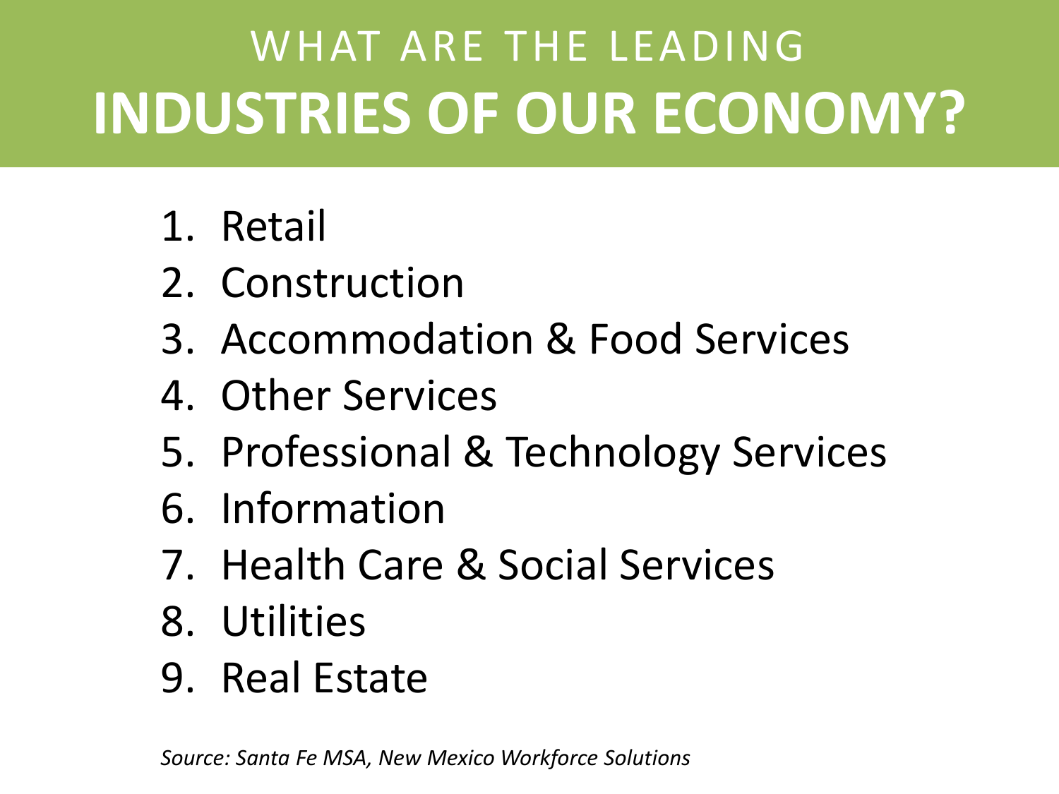# WHAT ARE THE LEADING **INDUSTRIES OF OUR ECONOMY?**

1. Retail
2. Construction
3. Accommodation & Food Services
4. Other Services
5. Professional & Technology Services
6. Information
7. Health Care & Social Services
8. Utilities
9. Real Estate

*Source: Santa Fe MSA, New Mexico Workforce Solutions*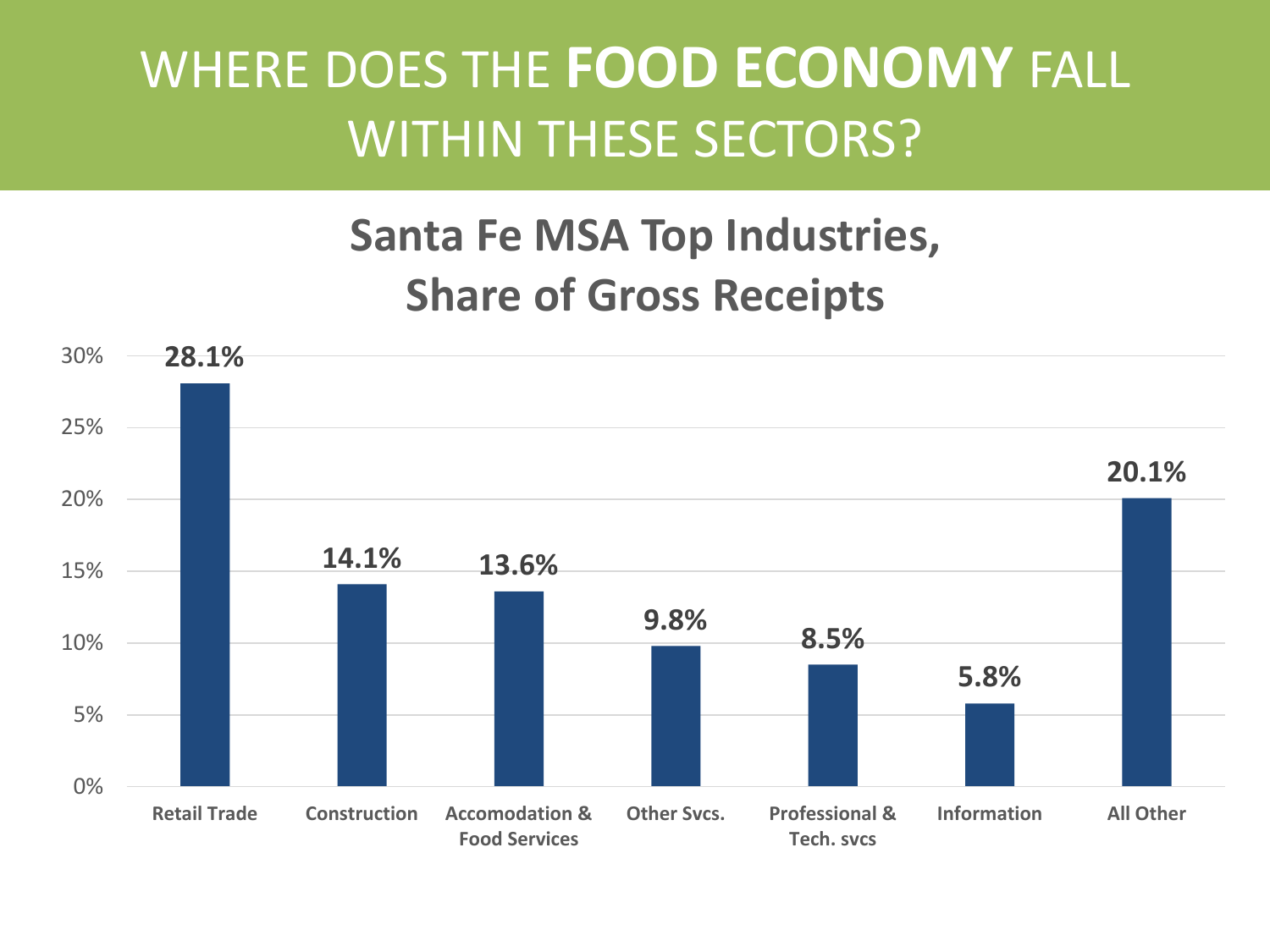# WHERE DOES THE **FOOD ECONOMY** FALL WITHIN THESE SECTORS?

## Santa Fe MSA Top Industries, Share of Gross Receipts

| Industry | Share of Gross Receipts |
|---|---|
| Retail Trade | 28.1% |
| Construction | 14.1% |
| Accomodation & Food Services | 13.6% |
| Other Svcs. | 9.8% |
| Professional & Tech. svcs | 8.5% |
| Information | 5.8% |
| All Other | 20.1% |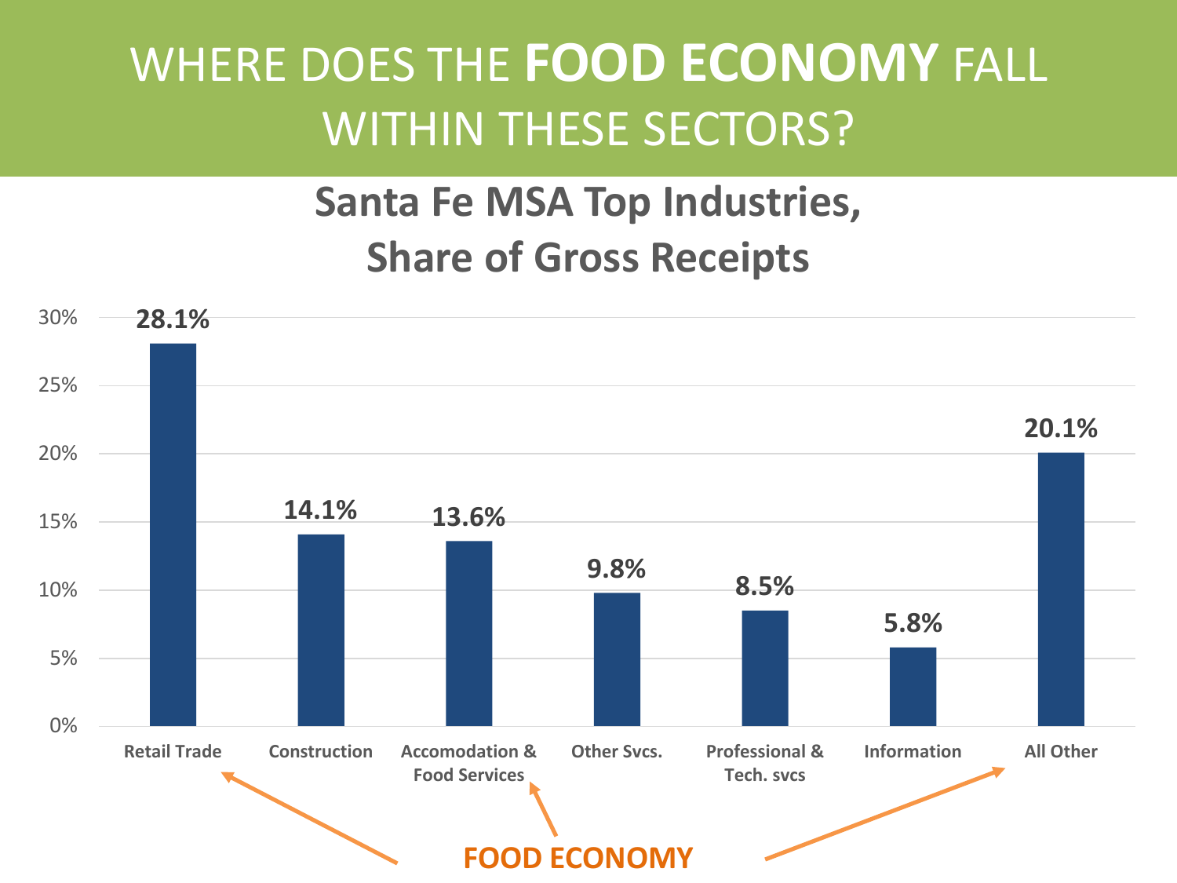# WHERE DOES THE **FOOD ECONOMY** FALL WITHIN THESE SECTORS?

## Santa Fe MSA Top Industries, Share of Gross Receipts

| Industry | Share of Gross Receipts |
|---|---|
| Retail Trade | 28.1% |
| Construction | 14.1% |
| Accomodation & Food Services | 13.6% |
| Other Svcs. | 9.8% |
| Professional & Tech. svcs | 8.5% |
| Information | 5.8% |
| All Other | 20.1% |

**FOOD ECONOMY** (pointing to: Retail Trade, Accomodation & Food Services, All Other)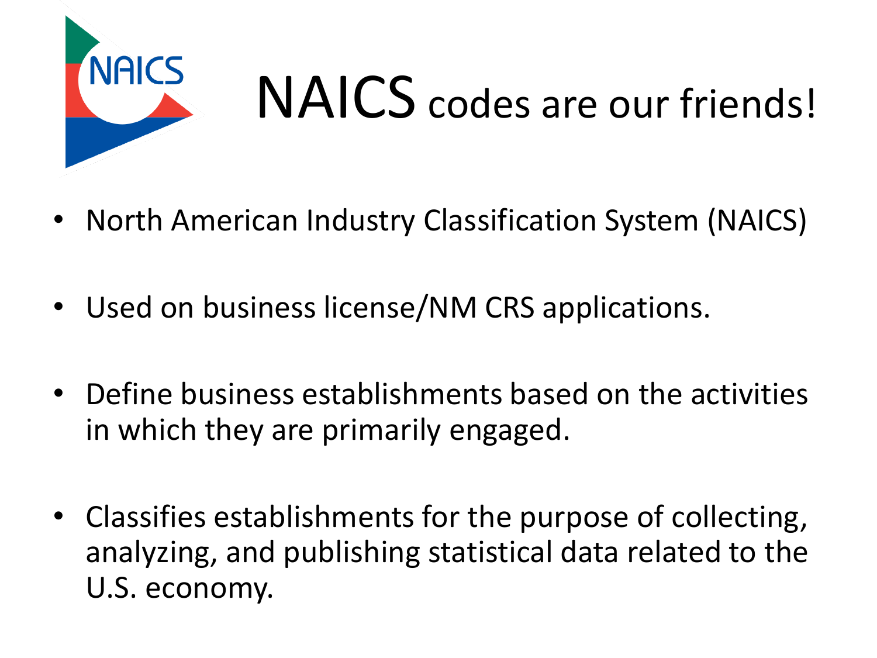# NAICS codes are our friends!

- North American Industry Classification System (NAICS)
- Used on business license/NM CRS applications.
- Define business establishments based on the activities in which they are primarily engaged.
- Classifies establishments for the purpose of collecting, analyzing, and publishing statistical data related to the U.S. economy.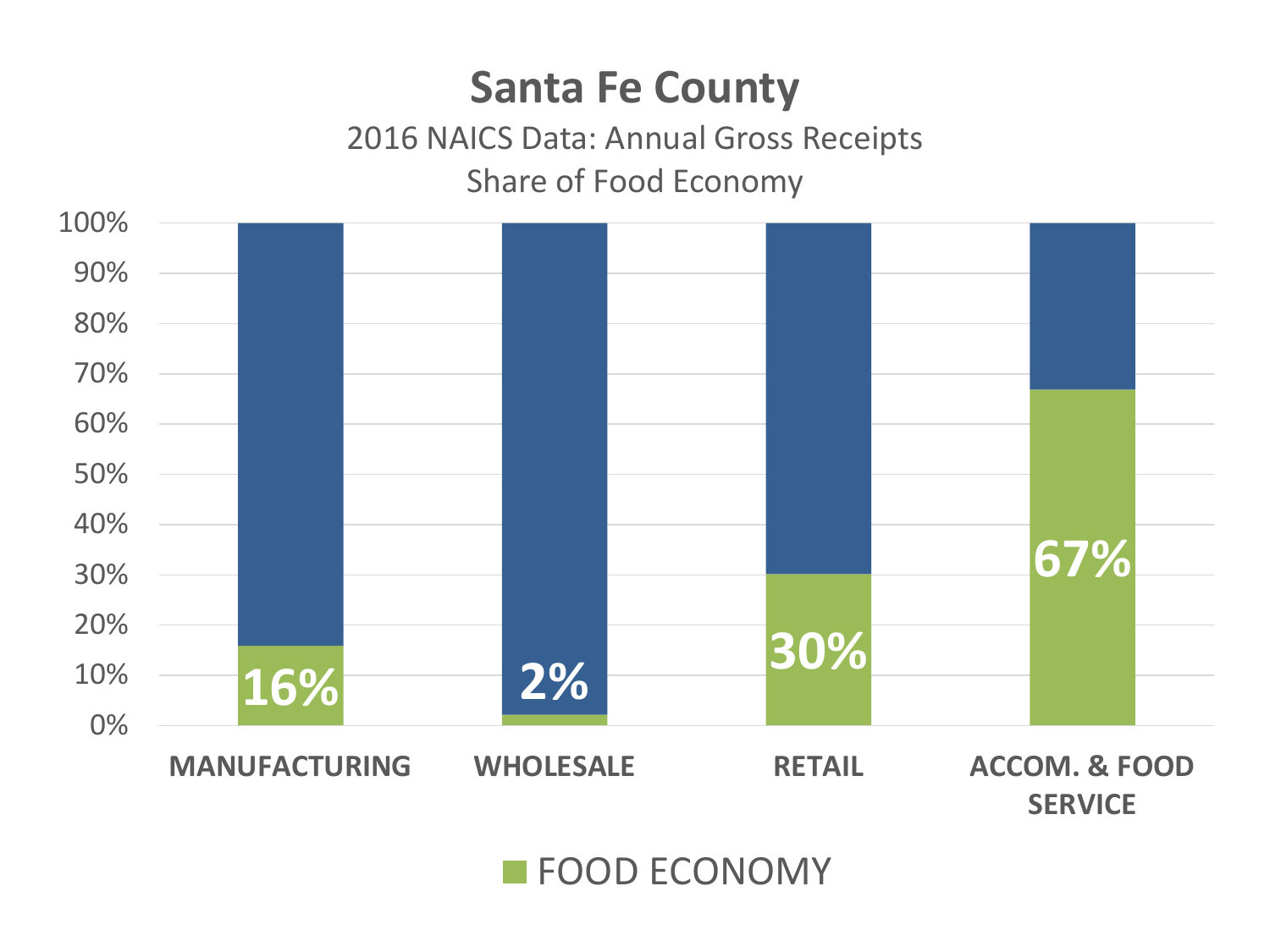# Santa Fe County

2016 NAICS Data: Annual Gross Receipts

Share of Food Economy

| Sector | Food Economy |
|---|---|
| MANUFACTURING | 16% |
| WHOLESALE | 2% |
| RETAIL | 30% |
| ACCOM. & FOOD SERVICE | 67% |

■ FOOD ECONOMY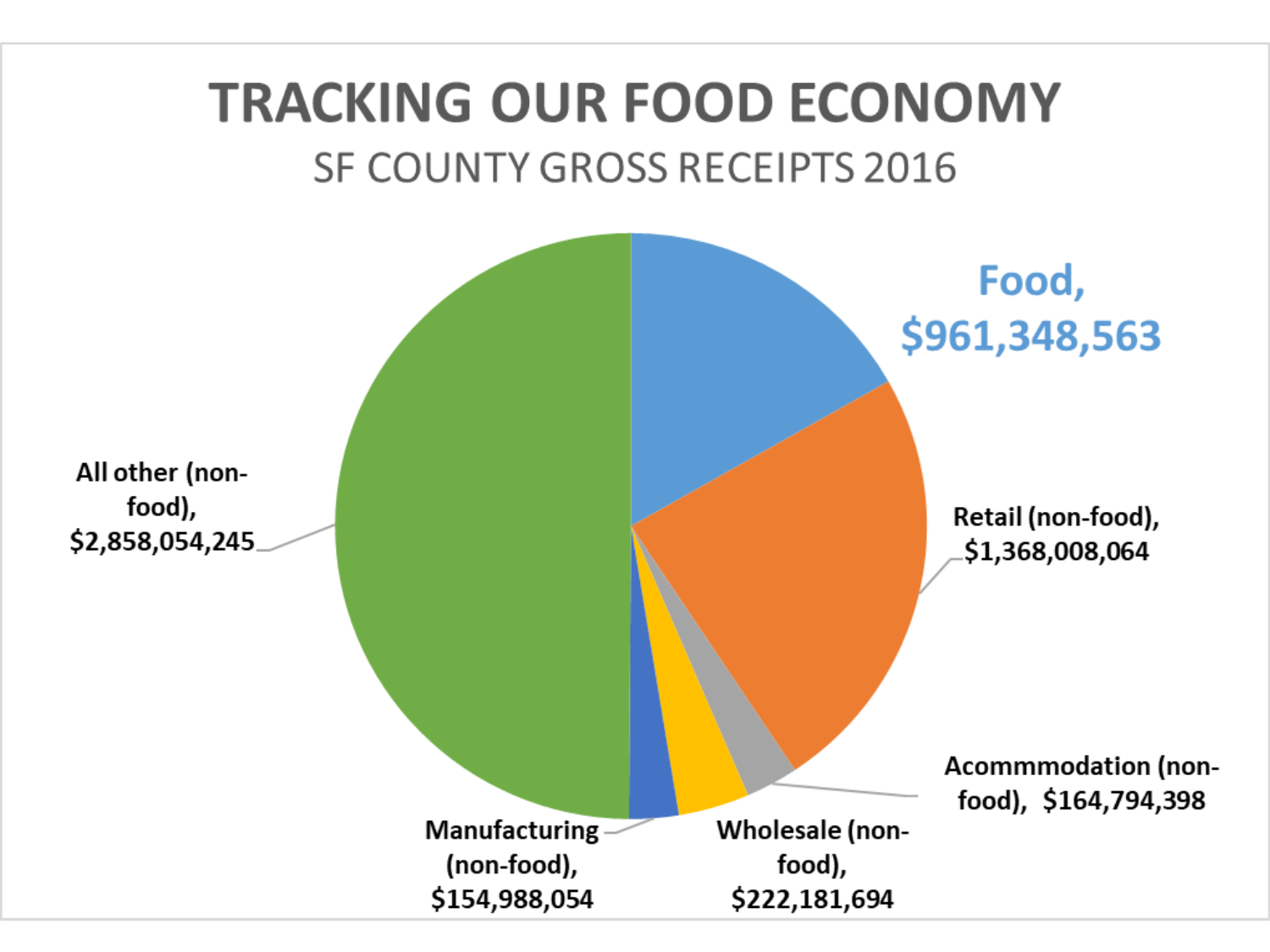# TRACKING OUR FOOD ECONOMY

## SF COUNTY GROSS RECEIPTS 2016

Food, $961,348,563

Retail (non-food), $1,368,008,064

Acommmodation (non-food), $164,794,398

Wholesale (non-food), $222,181,694

Manufacturing (non-food), $154,988,054

All other (non-food), $2,858,054,245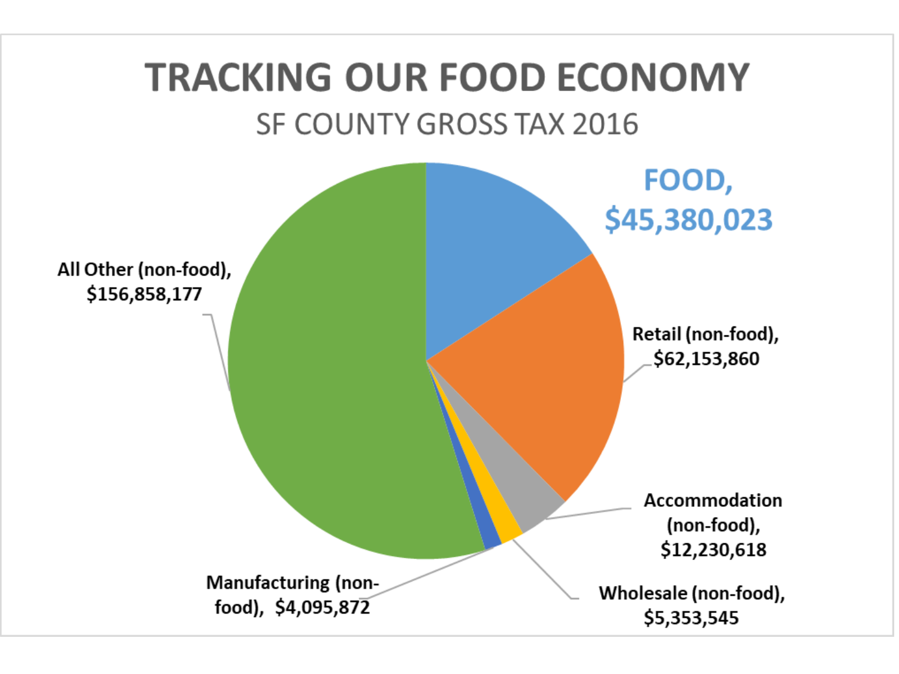# TRACKING OUR FOOD ECONOMY

## SF COUNTY GROSS TAX 2016

FOOD, $45,380,023

Retail (non-food), $62,153,860

Accommodation (non-food), $12,230,618

Wholesale (non-food), $5,353,545

Manufacturing (non-food), $4,095,872

All Other (non-food), $156,858,177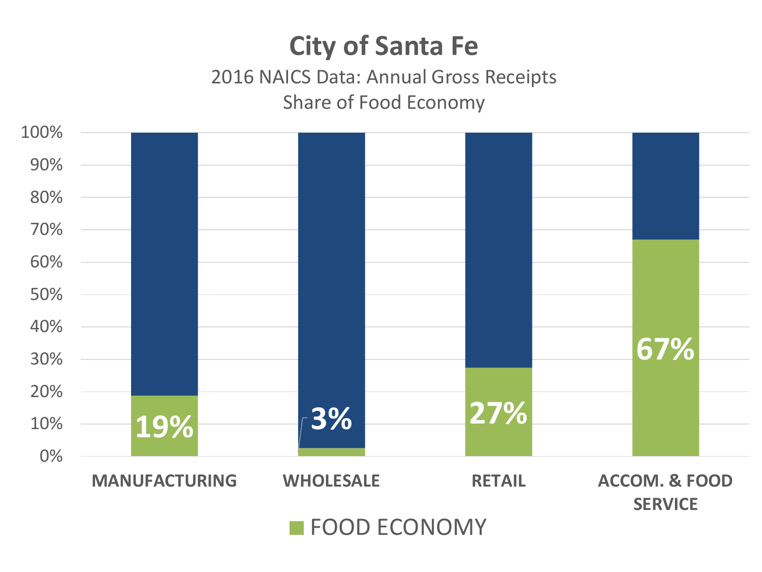# City of Santa Fe

2016 NAICS Data: Annual Gross Receipts

Share of Food Economy

| | MANUFACTURING | WHOLESALE | RETAIL | ACCOM. & FOOD SERVICE |
|---|---|---|---|---|
| FOOD ECONOMY | 19% | 3% | 27% | 67% |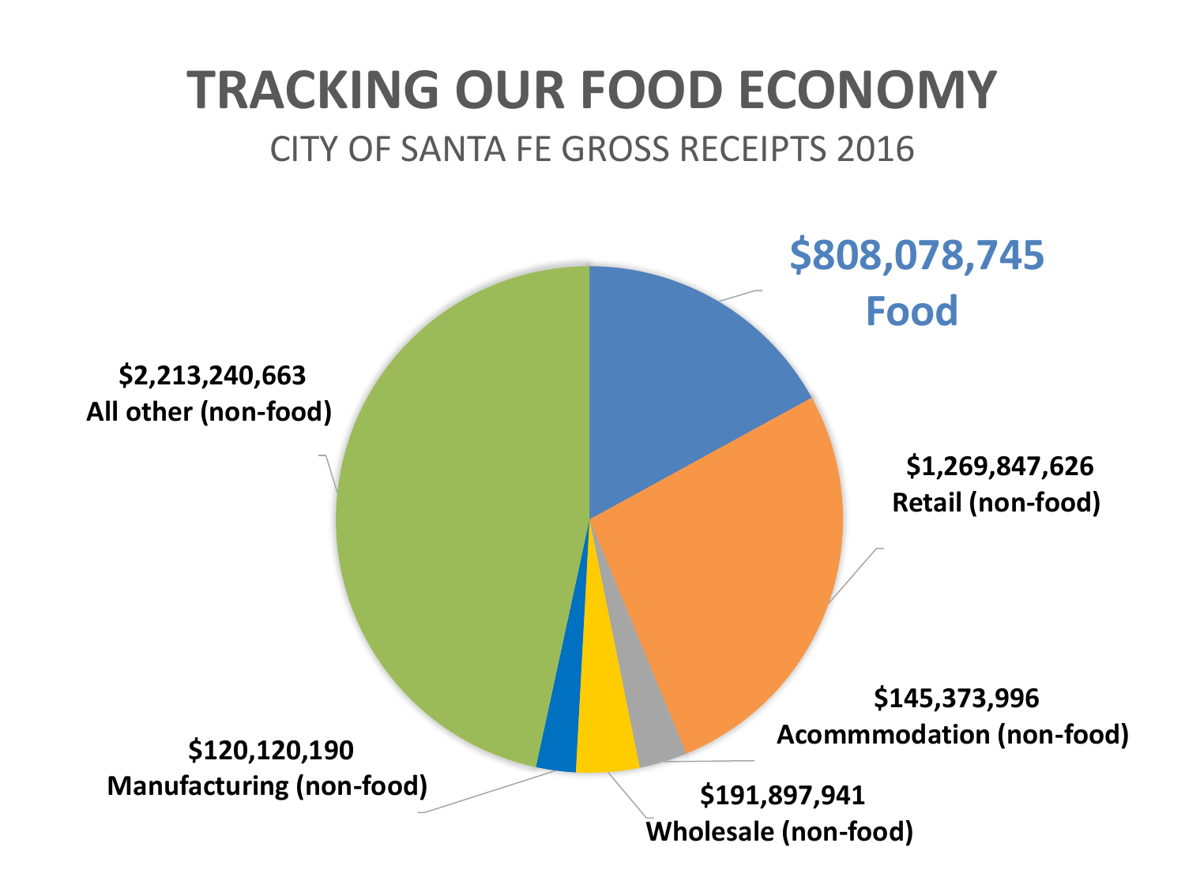# TRACKING OUR FOOD ECONOMY

CITY OF SANTA FE GROSS RECEIPTS 2016

**$808,078,745**
**Food**

**$1,269,847,626**
**Retail (non-food)**

**$145,373,996**
**Acommmodation (non-food)**

**$191,897,941**
**Wholesale (non-food)**

**$120,120,190**
**Manufacturing (non-food)**

**$2,213,240,663**
**All other (non-food)**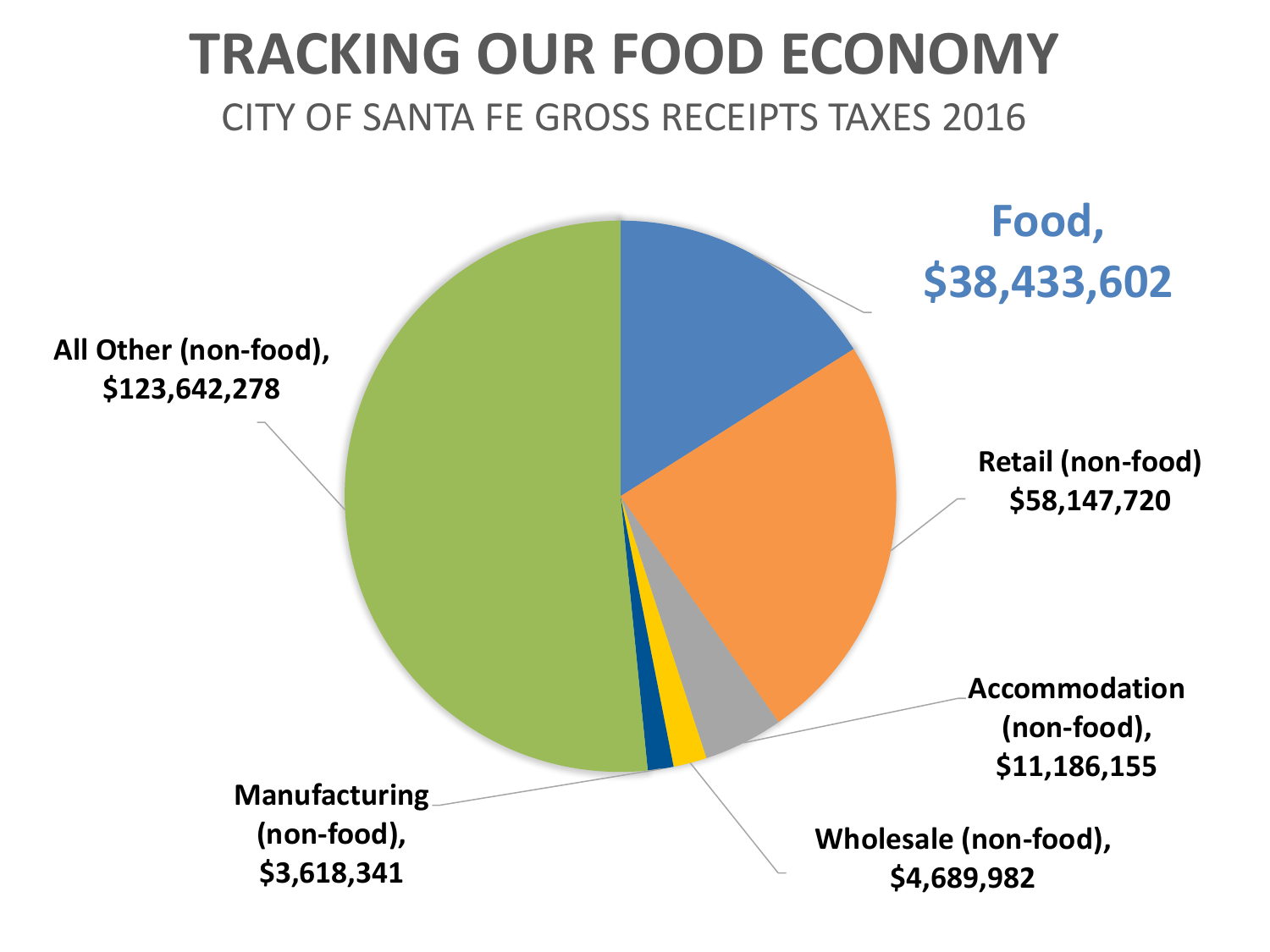# TRACKING OUR FOOD ECONOMY

## CITY OF SANTA FE GROSS RECEIPTS TAXES 2016

**Food, $38,433,602**

**Retail (non-food) $58,147,720**

**Accommodation (non-food), $11,186,155**

**Wholesale (non-food), $4,689,982**

**Manufacturing (non-food), $3,618,341**

**All Other (non-food), $123,642,278**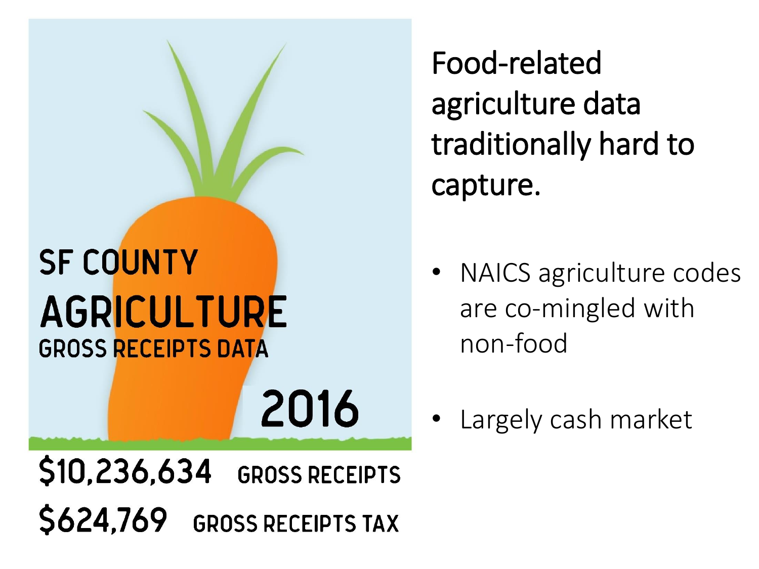SF COUNTY

# AGRICULTURE

GROSS RECEIPTS DATA

2016

**$10,236,634** GROSS RECEIPTS

**$624,769** GROSS RECEIPTS TAX

## Food-related agriculture data traditionally hard to capture.

- NAICS agriculture codes are co-mingled with non-food
- Largely cash market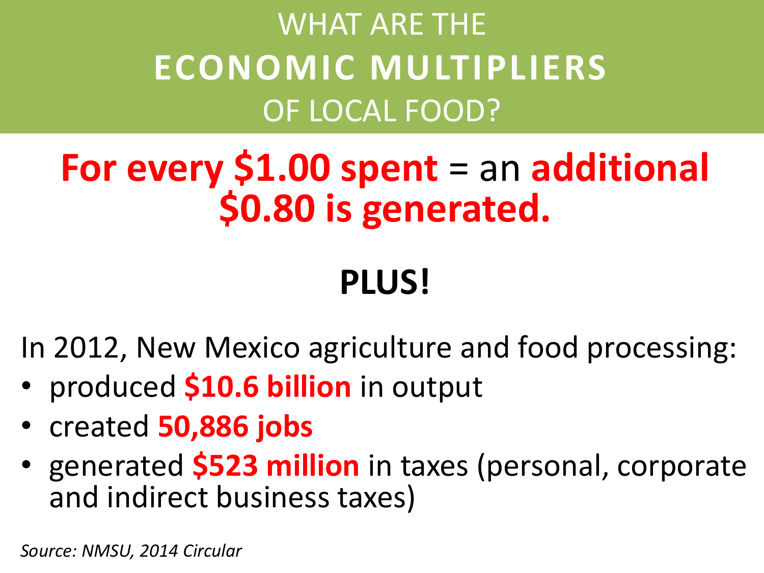# WHAT ARE THE **ECONOMIC MULTIPLIERS** OF LOCAL FOOD?

## **For every $1.00 spent** = an **additional $0.80 is generated.**

## PLUS!

In 2012, New Mexico agriculture and food processing:

- produced **$10.6 billion** in output
- created **50,886 jobs**
- generated **$523 million** in taxes (personal, corporate and indirect business taxes)

*Source: NMSU, 2014 Circular*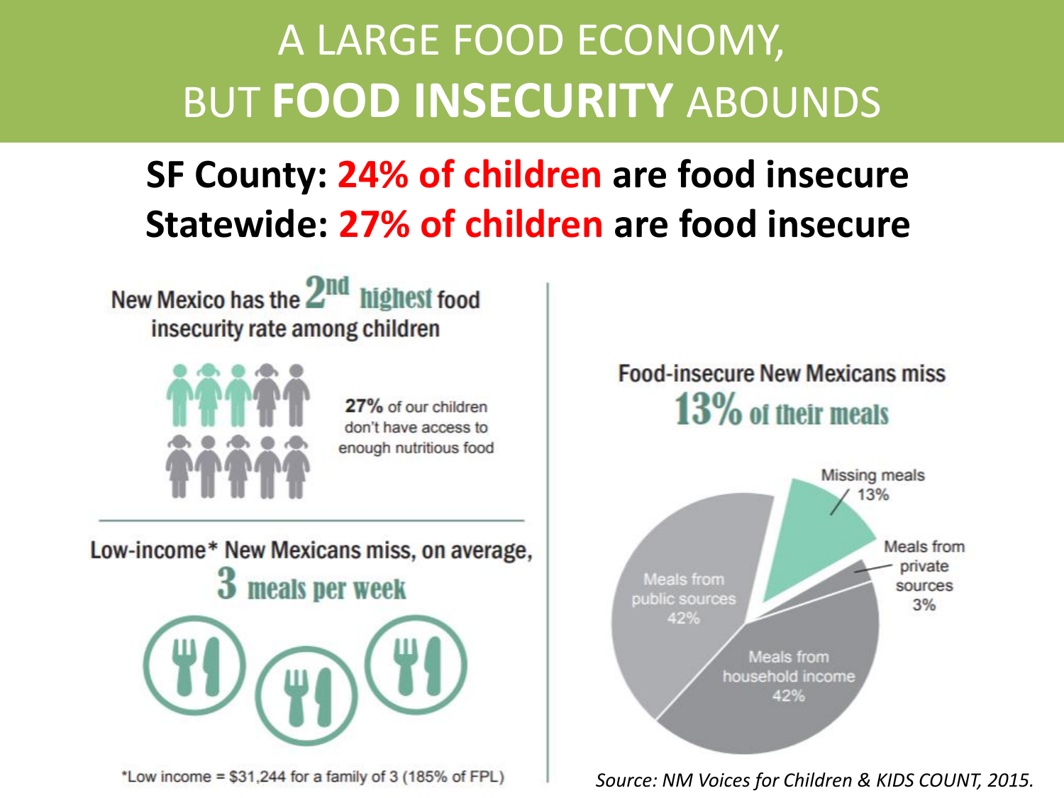# A LARGE FOOD ECONOMY, BUT **FOOD INSECURITY** ABOUNDS

**SF County: 24% of children are food insecure**

**Statewide: 27% of children are food insecure**

New Mexico has the 2nd highest food insecurity rate among children

**27%** of our children don't have access to enough nutritious food

Low-income* New Mexicans miss, on average, **3 meals per week**

*Low income = $31,244 for a family of 3 (185% of FPL)

Food-insecure New Mexicans miss **13% of their meals**

- Missing meals 13%
- Meals from private sources 3%
- Meals from household income 42%
- Meals from public sources 42%

*Source: NM Voices for Children & KIDS COUNT, 2015.*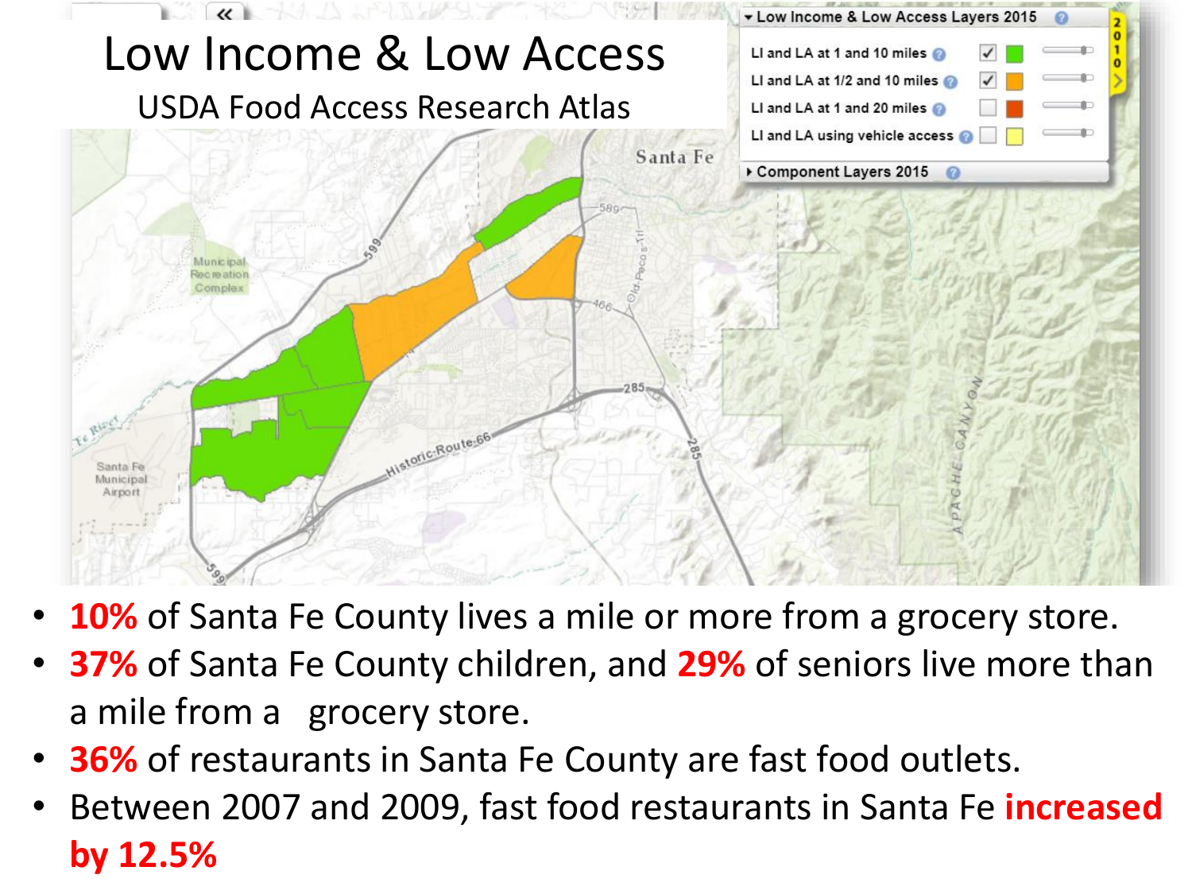# Low Income & Low Access

USDA Food Access Research Atlas

- **10%** of Santa Fe County lives a mile or more from a grocery store.
- **37%** of Santa Fe County children, and **29%** of seniors live more than a mile from a grocery store.
- **36%** of restaurants in Santa Fe County are fast food outlets.
- Between 2007 and 2009, fast food restaurants in Santa Fe **increased by 12.5%**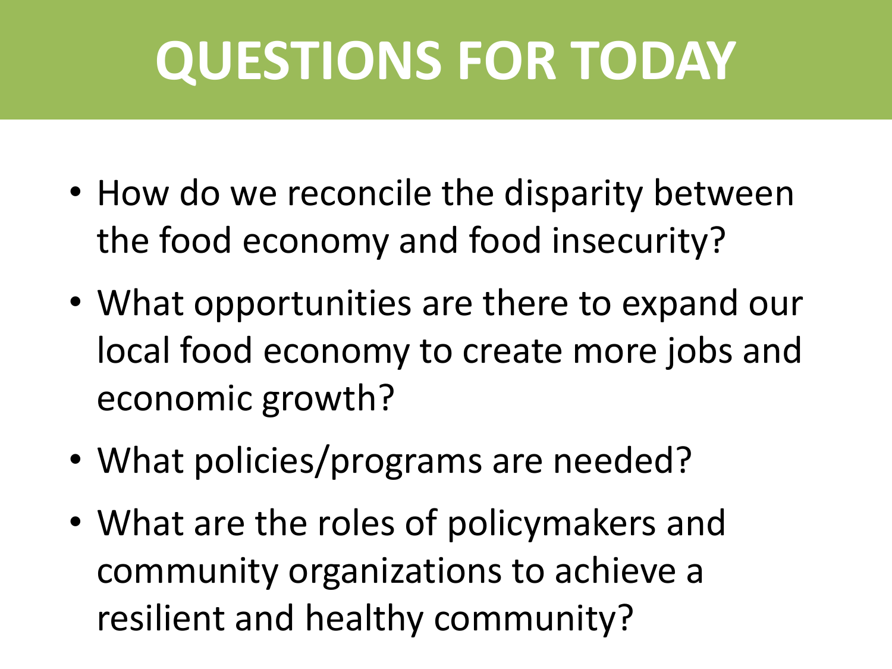# QUESTIONS FOR TODAY

- How do we reconcile the disparity between the food economy and food insecurity?
- What opportunities are there to expand our local food economy to create more jobs and economic growth?
- What policies/programs are needed?
- What are the roles of policymakers and community organizations to achieve a resilient and healthy community?